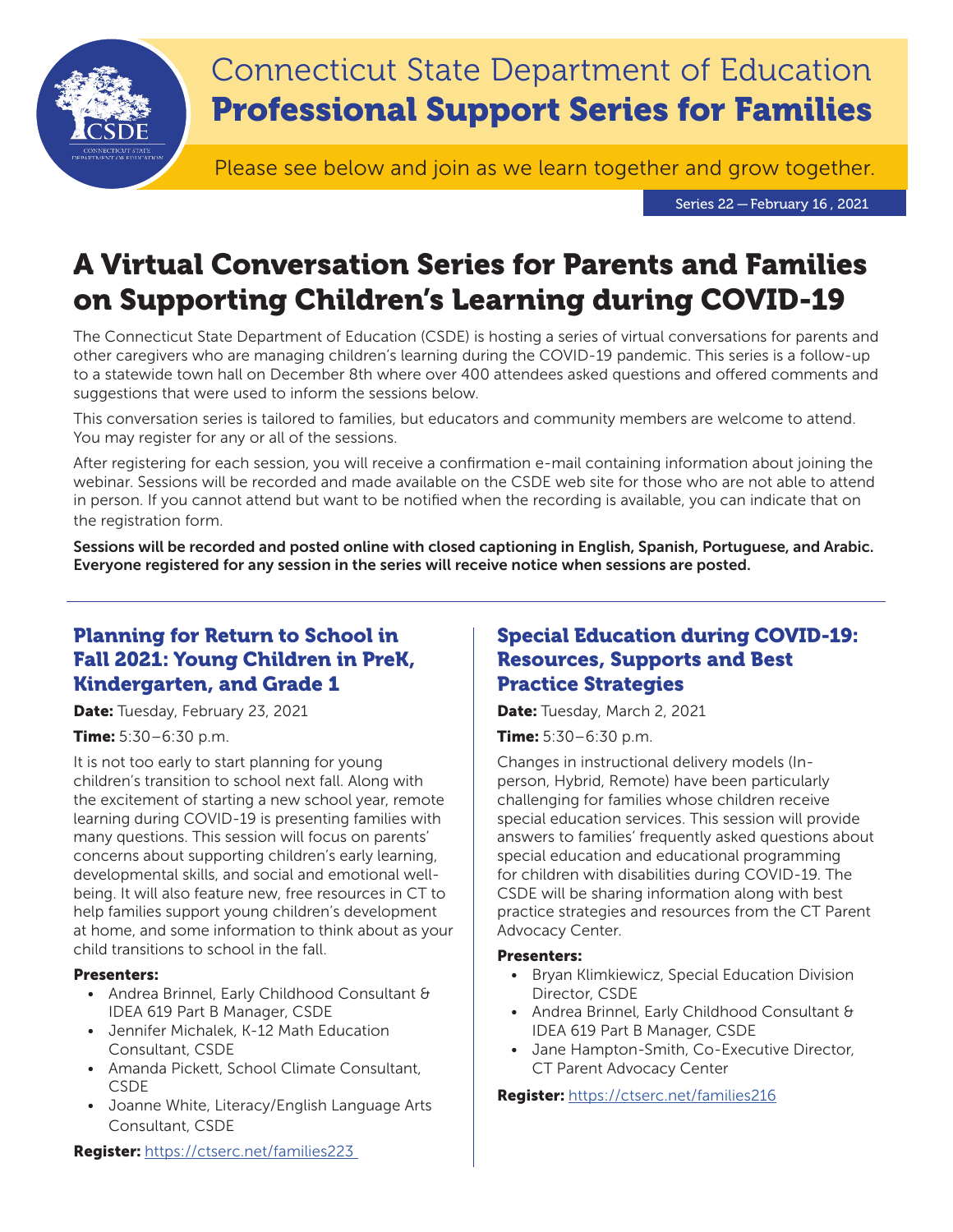# Connecticut State Department of Education
# Professional Support Series for Families

Please see below and join as we learn together and grow together.

Series 22 — February 16 , 2021

## A Virtual Conversation Series for Parents and Families on Supporting Children's Learning during COVID-19

The Connecticut State Department of Education (CSDE) is hosting a series of virtual conversations for parents and other caregivers who are managing children's learning during the COVID-19 pandemic. This series is a follow-up to a statewide town hall on December 8th where over 400 attendees asked questions and offered comments and suggestions that were used to inform the sessions below.

This conversation series is tailored to families, but educators and community members are welcome to attend. You may register for any or all of the sessions.

After registering for each session, you will receive a confirmation e-mail containing information about joining the webinar. Sessions will be recorded and made available on the CSDE web site for those who are not able to attend in person. If you cannot attend but want to be notified when the recording is available, you can indicate that on the registration form.

**Sessions will be recorded and posted online with closed captioning in English, Spanish, Portuguese, and Arabic. Everyone registered for any session in the series will receive notice when sessions are posted.**

### Planning for Return to School in Fall 2021: Young Children in PreK, Kindergarten, and Grade 1

**Date:** Tuesday, February 23, 2021

**Time:** 5:30–6:30 p.m.

It is not too early to start planning for young children's transition to school next fall. Along with the excitement of starting a new school year, remote learning during COVID-19 is presenting families with many questions. This session will focus on parents' concerns about supporting children's early learning, developmental skills, and social and emotional well-being. It will also feature new, free resources in CT to help families support young children's development at home, and some information to think about as your child transitions to school in the fall.

**Presenters:**

- Andrea Brinnel, Early Childhood Consultant & IDEA 619 Part B Manager, CSDE
- Jennifer Michalek, K-12 Math Education Consultant, CSDE
- Amanda Pickett, School Climate Consultant, CSDE
- Joanne White, Literacy/English Language Arts Consultant, CSDE

**Register:** https://ctserc.net/families223

### Special Education during COVID-19: Resources, Supports and Best Practice Strategies

**Date:** Tuesday, March 2, 2021

**Time:** 5:30–6:30 p.m.

Changes in instructional delivery models (In-person, Hybrid, Remote) have been particularly challenging for families whose children receive special education services. This session will provide answers to families' frequently asked questions about special education and educational programming for children with disabilities during COVID-19. The CSDE will be sharing information along with best practice strategies and resources from the CT Parent Advocacy Center.

**Presenters:**

- Bryan Klimkiewicz, Special Education Division Director, CSDE
- Andrea Brinnel, Early Childhood Consultant & IDEA 619 Part B Manager, CSDE
- Jane Hampton-Smith, Co-Executive Director, CT Parent Advocacy Center

**Register:** https://ctserc.net/families216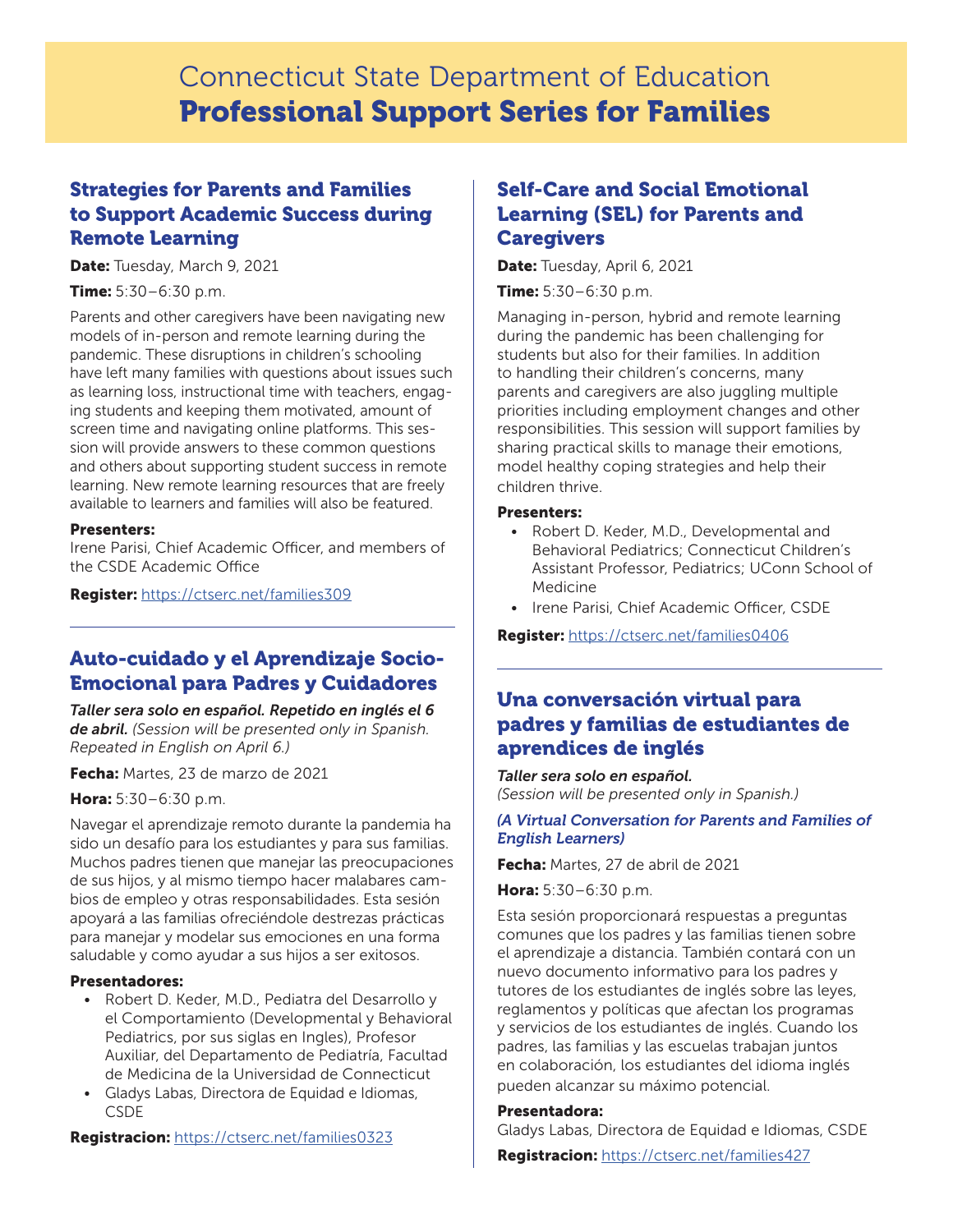# Connecticut State Department of Education
# Professional Support Series for Families

## Strategies for Parents and Families to Support Academic Success during Remote Learning

**Date:** Tuesday, March 9, 2021

**Time:** 5:30–6:30 p.m.

Parents and other caregivers have been navigating new models of in-person and remote learning during the pandemic. These disruptions in children's schooling have left many families with questions about issues such as learning loss, instructional time with teachers, engaging students and keeping them motivated, amount of screen time and navigating online platforms. This session will provide answers to these common questions and others about supporting student success in remote learning. New remote learning resources that are freely available to learners and families will also be featured.

**Presenters:**
Irene Parisi, Chief Academic Officer, and members of the CSDE Academic Office

**Register:** https://ctserc.net/families309

## Auto-cuidado y el Aprendizaje Socio-Emocional para Padres y Cuidadores

***Taller sera solo en español. Repetido en inglés el 6 de abril.*** *(Session will be presented only in Spanish. Repeated in English on April 6.)*

**Fecha:** Martes, 23 de marzo de 2021

**Hora:** 5:30–6:30 p.m.

Navegar el aprendizaje remoto durante la pandemia ha sido un desafío para los estudiantes y para sus familias. Muchos padres tienen que manejar las preocupaciones de sus hijos, y al mismo tiempo hacer malabares cambios de empleo y otras responsabilidades. Esta sesión apoyará a las familias ofreciéndole destrezas prácticas para manejar y modelar sus emociones en una forma saludable y como ayudar a sus hijos a ser exitosos.

**Presentadores:**
- Robert D. Keder, M.D., Pediatra del Desarrollo y el Comportamiento (Developmental and Behavioral Pediatrics, por sus siglas en Ingles), Profesor Auxiliar, del Departamento de Pediatría, Facultad de Medicina de la Universidad de Connecticut
- Gladys Labas, Directora de Equidad e Idiomas, CSDE

**Registracion:** https://ctserc.net/families0323

## Self-Care and Social Emotional Learning (SEL) for Parents and Caregivers

**Date:** Tuesday, April 6, 2021

**Time:** 5:30–6:30 p.m.

Managing in-person, hybrid and remote learning during the pandemic has been challenging for students but also for their families. In addition to handling their children's concerns, many parents and caregivers are also juggling multiple priorities including employment changes and other responsibilities. This session will support families by sharing practical skills to manage their emotions, model healthy coping strategies and help their children thrive.

**Presenters:**
- Robert D. Keder, M.D., Developmental and Behavioral Pediatrics; Connecticut Children's Assistant Professor, Pediatrics; UConn School of Medicine
- Irene Parisi, Chief Academic Officer, CSDE

**Register:** https://ctserc.net/families0406

## Una conversación virtual para padres y familias de estudiantes de aprendices de inglés

***Taller sera solo en español.***
*(Session will be presented only in Spanish.)*

*(A Virtual Conversation for Parents and Families of English Learners)*

**Fecha:** Martes, 27 de abril de 2021

**Hora:** 5:30–6:30 p.m.

Esta sesión proporcionará respuestas a preguntas comunes que los padres y las familias tienen sobre el aprendizaje a distancia. También contará con un nuevo documento informativo para los padres y tutores de los estudiantes de inglés sobre las leyes, reglamentos y políticas que afectan los programas y servicios de los estudiantes de inglés. Cuando los padres, las familias y las escuelas trabajan juntos en colaboración, los estudiantes del idioma inglés pueden alcanzar su máximo potencial.

**Presentadora:**
Gladys Labas, Directora de Equidad e Idiomas, CSDE

**Registracion:** https://ctserc.net/families427